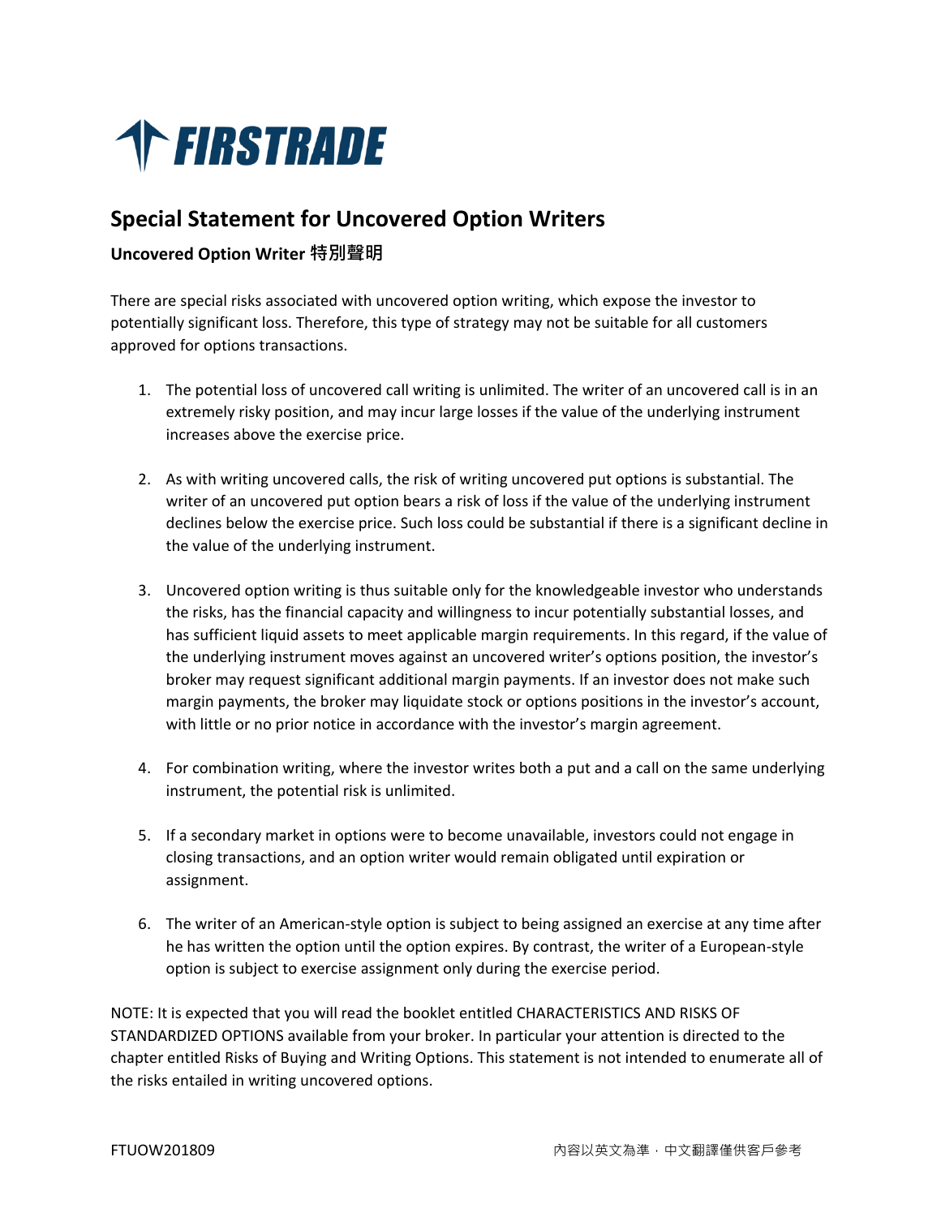FIRSTRADE

# Special Statement for Uncovered Option Writers

### Uncovered Option Writer 特別聲明

There are special risks associated with uncovered option writing, which expose the investor to potentially significant loss. Therefore, this type of strategy may not be suitable for all customers approved for options transactions.

1. The potential loss of uncovered call writing is unlimited. The writer of an uncovered call is in an extremely risky position, and may incur large losses if the value of the underlying instrument increases above the exercise price.

2. As with writing uncovered calls, the risk of writing uncovered put options is substantial. The writer of an uncovered put option bears a risk of loss if the value of the underlying instrument declines below the exercise price. Such loss could be substantial if there is a significant decline in the value of the underlying instrument.

3. Uncovered option writing is thus suitable only for the knowledgeable investor who understands the risks, has the financial capacity and willingness to incur potentially substantial losses, and has sufficient liquid assets to meet applicable margin requirements. In this regard, if the value of the underlying instrument moves against an uncovered writer's options position, the investor's broker may request significant additional margin payments. If an investor does not make such margin payments, the broker may liquidate stock or options positions in the investor's account, with little or no prior notice in accordance with the investor's margin agreement.

4. For combination writing, where the investor writes both a put and a call on the same underlying instrument, the potential risk is unlimited.

5. If a secondary market in options were to become unavailable, investors could not engage in closing transactions, and an option writer would remain obligated until expiration or assignment.

6. The writer of an American-style option is subject to being assigned an exercise at any time after he has written the option until the option expires. By contrast, the writer of a European-style option is subject to exercise assignment only during the exercise period.

NOTE: It is expected that you will read the booklet entitled CHARACTERISTICS AND RISKS OF STANDARDIZED OPTIONS available from your broker. In particular your attention is directed to the chapter entitled Risks of Buying and Writing Options. This statement is not intended to enumerate all of the risks entailed in writing uncovered options.

FTUOW201809

內容以英文為準，中文翻譯僅供客戶參考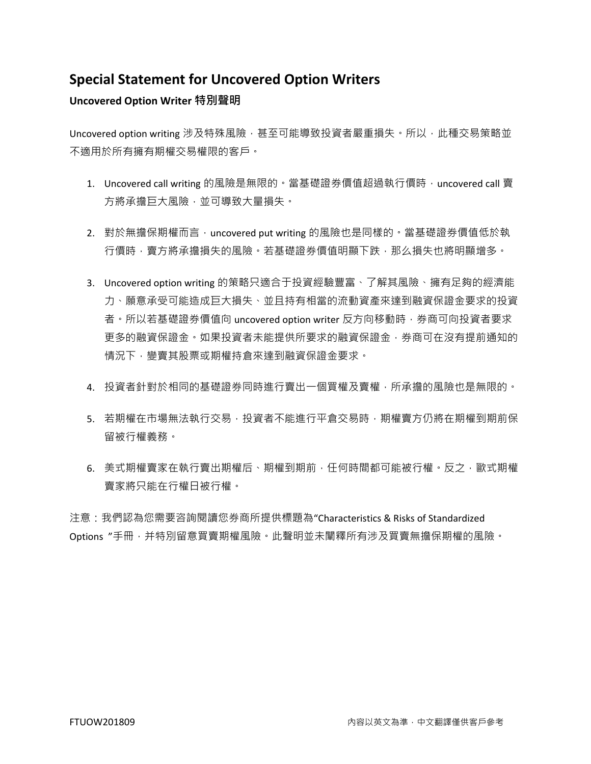## Special Statement for Uncovered Option Writers

### Uncovered Option Writer 特別聲明

Uncovered option writing 涉及特殊風險，甚至可能導致投資者嚴重損失。所以，此種交易策略並不適用於所有擁有期權交易權限的客戶。

1. Uncovered call writing 的風險是無限的。當基礎證券價值超過執行價時，uncovered call 賣方將承擔巨大風險，並可導致大量損失。
2. 對於無擔保期權而言，uncovered put writing 的風險也是同樣的。當基礎證券價值低於執行價時，賣方將承擔損失的風險。若基礎證券價值明顯下跌，那么損失也將明顯增多。
3. Uncovered option writing 的策略只適合于投資經驗豐富、了解其風險、擁有足夠的經濟能力、願意承受可能造成巨大損失、並且持有相當的流動資產來達到融資保證金要求的投資者。所以若基礎證券價值向 uncovered option writer 反方向移動時，券商可向投資者要求更多的融資保證金。如果投資者未能提供所要求的融資保證金，券商可在沒有提前通知的情況下，變賣其股票或期權持倉來達到融資保證金要求。
4. 投資者針對於相同的基礎證券同時進行賣出一個買權及賣權，所承擔的風險也是無限的。
5. 若期權在市場無法執行交易，投資者不能進行平倉交易時，期權賣方仍將在期權到期前保留被行權義務。
6. 美式期權賣家在執行賣出期權后、期權到期前，任何時間都可能被行權。反之，歐式期權賣家將只能在行權日被行權。

注意：我們認為您需要咨詢閱讀您券商所提供標題為"Characteristics & Risks of Standardized Options "手冊，并特別留意買賣期權風險。此聲明並未闡釋所有涉及買賣無擔保期權的風險。

FTUOW201809

內容以英文為準，中文翻譯僅供客戶參考